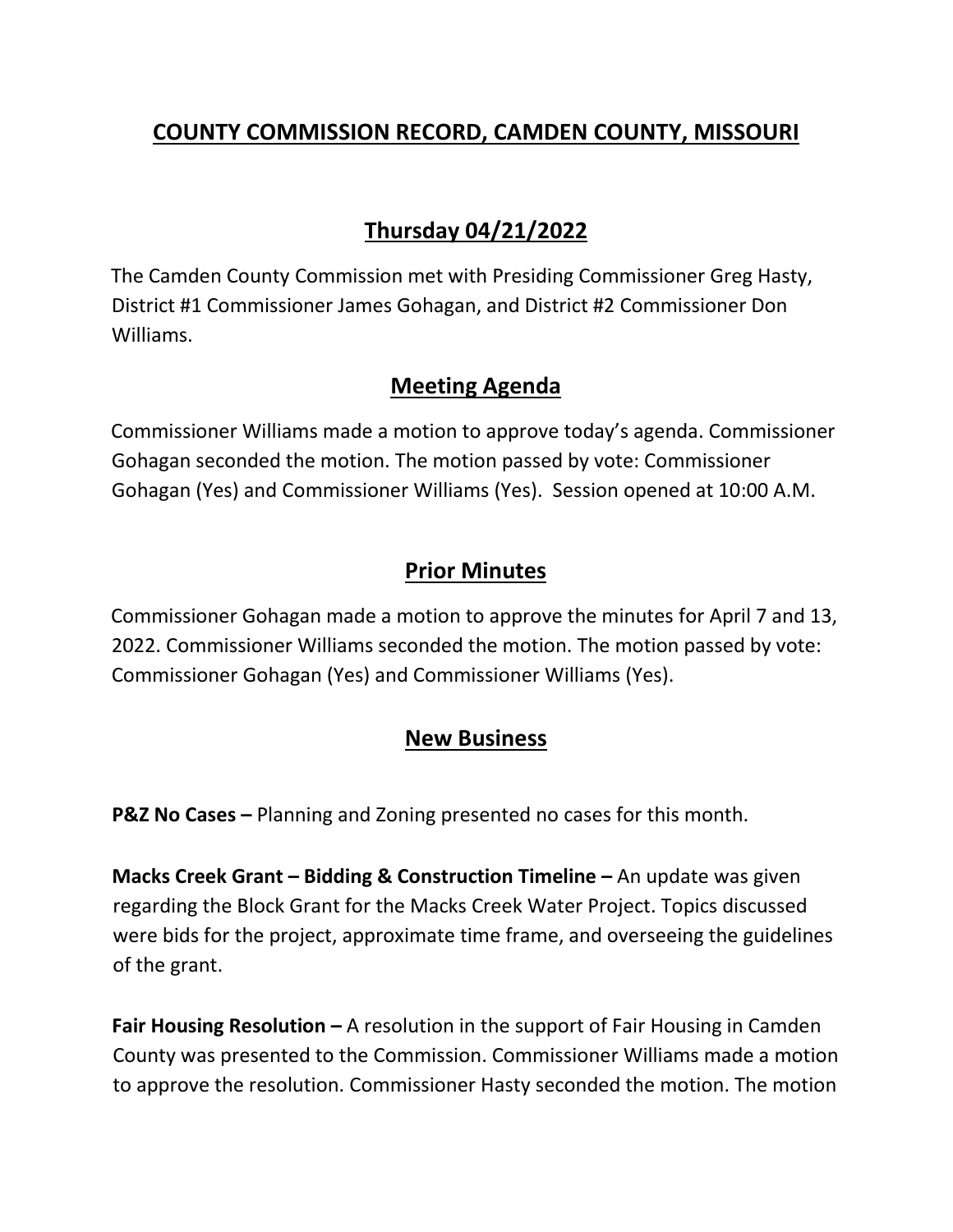# COUNTY COMMISSION RECORD, CAMDEN COUNTY, MISSOURI

## Thursday 04/21/2022

The Camden County Commission met with Presiding Commissioner Greg Hasty, District #1 Commissioner James Gohagan, and District #2 Commissioner Don Williams.

## Meeting Agenda

Commissioner Williams made a motion to approve today's agenda. Commissioner Gohagan seconded the motion. The motion passed by vote: Commissioner Gohagan (Yes) and Commissioner Williams (Yes). Session opened at 10:00 A.M.

## Prior Minutes

Commissioner Gohagan made a motion to approve the minutes for April 7 and 13, 2022. Commissioner Williams seconded the motion. The motion passed by vote: Commissioner Gohagan (Yes) and Commissioner Williams (Yes).

## New Business

**P&Z No Cases –** Planning and Zoning presented no cases for this month.

**Macks Creek Grant – Bidding & Construction Timeline –** An update was given regarding the Block Grant for the Macks Creek Water Project. Topics discussed were bids for the project, approximate time frame, and overseeing the guidelines of the grant.

**Fair Housing Resolution –** A resolution in the support of Fair Housing in Camden County was presented to the Commission. Commissioner Williams made a motion to approve the resolution. Commissioner Hasty seconded the motion. The motion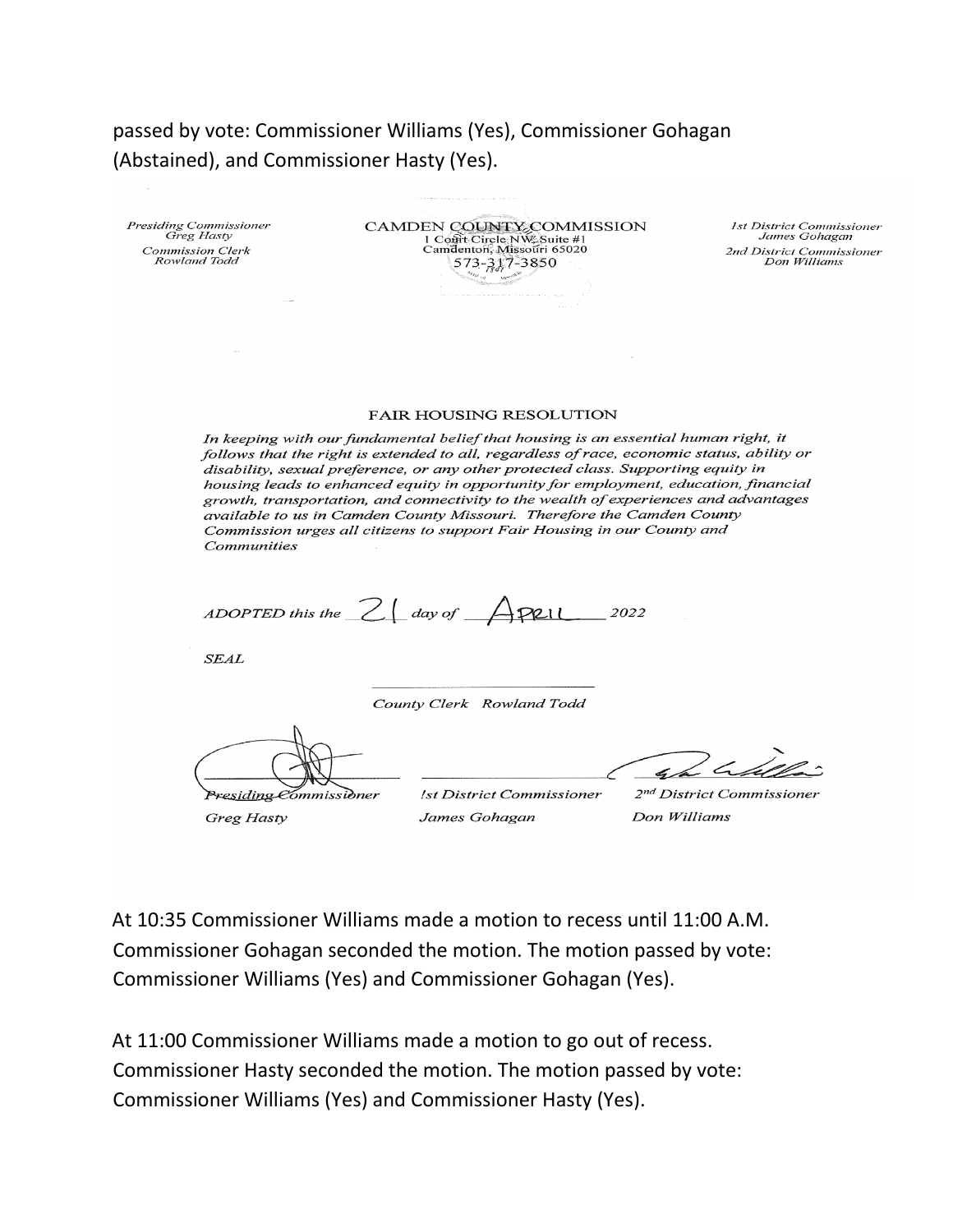passed by vote: Commissioner Williams (Yes), Commissioner Gohagan (Abstained), and Commissioner Hasty (Yes).

*Presiding Commissioner*
*Greg Hasty*
*Commission Clerk*
*Rowland Todd*

CAMDEN COUNTY COMMISSION
1 Court Circle NW Suite #1
Camdenton, Missouri 65020
573-317-3850

*1st District Commissioner*
*James Gohagan*
*2nd District Commissioner*
*Don Williams*

FAIR HOUSING RESOLUTION

*In keeping with our fundamental belief that housing is an essential human right, it follows that the right is extended to all, regardless of race, economic status, ability or disability, sexual preference, or any other protected class. Supporting equity in housing leads to enhanced equity in opportunity for employment, education, financial growth, transportation, and connectivity to the wealth of experiences and advantages available to us in Camden County Missouri. Therefore the Camden County Commission urges all citizens to support Fair Housing in our County and Communities*

*ADOPTED this the* 21 *day of* APRIL *2022*

*SEAL*

_______________________
*County Clerk Rowland Todd*

| _______________________ | _______________________ | _______________________ |
|---|---|---|
| *Presiding Commissioner* | *1st District Commissioner* | *2nd District Commissioner* |
| *Greg Hasty* | *James Gohagan* | *Don Williams* |

At 10:35 Commissioner Williams made a motion to recess until 11:00 A.M. Commissioner Gohagan seconded the motion. The motion passed by vote: Commissioner Williams (Yes) and Commissioner Gohagan (Yes).

At 11:00 Commissioner Williams made a motion to go out of recess. Commissioner Hasty seconded the motion. The motion passed by vote: Commissioner Williams (Yes) and Commissioner Hasty (Yes).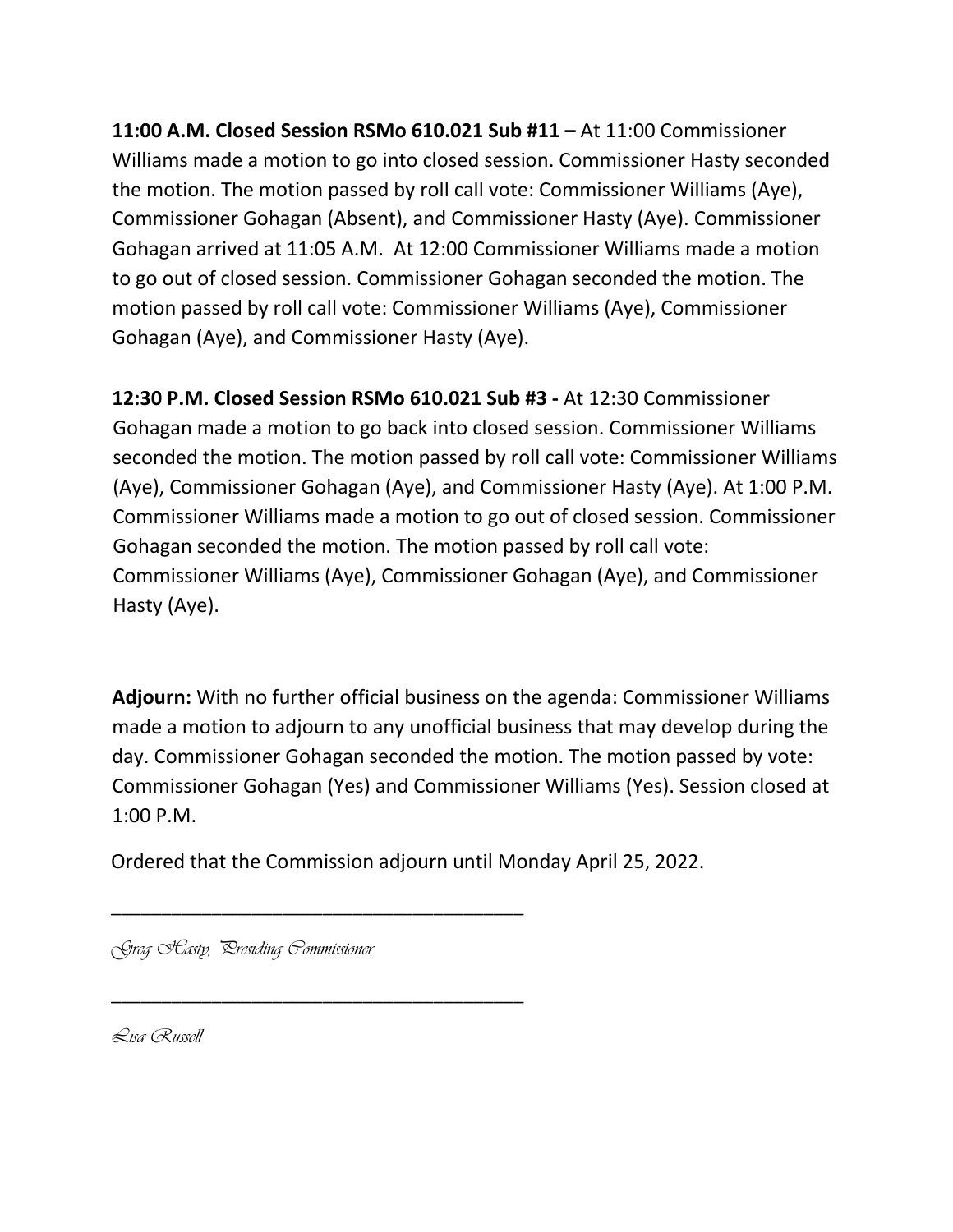**11:00 A.M. Closed Session RSMo 610.021 Sub #11 –** At 11:00 Commissioner Williams made a motion to go into closed session. Commissioner Hasty seconded the motion. The motion passed by roll call vote: Commissioner Williams (Aye), Commissioner Gohagan (Absent), and Commissioner Hasty (Aye). Commissioner Gohagan arrived at 11:05 A.M. At 12:00 Commissioner Williams made a motion to go out of closed session. Commissioner Gohagan seconded the motion. The motion passed by roll call vote: Commissioner Williams (Aye), Commissioner Gohagan (Aye), and Commissioner Hasty (Aye).

**12:30 P.M. Closed Session RSMo 610.021 Sub #3 -** At 12:30 Commissioner Gohagan made a motion to go back into closed session. Commissioner Williams seconded the motion. The motion passed by roll call vote: Commissioner Williams (Aye), Commissioner Gohagan (Aye), and Commissioner Hasty (Aye). At 1:00 P.M. Commissioner Williams made a motion to go out of closed session. Commissioner Gohagan seconded the motion. The motion passed by roll call vote: Commissioner Williams (Aye), Commissioner Gohagan (Aye), and Commissioner Hasty (Aye).

**Adjourn:** With no further official business on the agenda: Commissioner Williams made a motion to adjourn to any unofficial business that may develop during the day. Commissioner Gohagan seconded the motion. The motion passed by vote: Commissioner Gohagan (Yes) and Commissioner Williams (Yes). Session closed at 1:00 P.M.

Ordered that the Commission adjourn until Monday April 25, 2022.

\_\_\_\_\_\_\_\_\_\_\_\_\_\_\_\_\_\_\_\_\_\_\_\_\_\_\_\_\_\_\_\_\_\_\_\_\_\_\_\_

*Greg Hasty, Presiding Commissioner*

\_\_\_\_\_\_\_\_\_\_\_\_\_\_\_\_\_\_\_\_\_\_\_\_\_\_\_\_\_\_\_\_\_\_\_\_\_\_\_\_

*Lisa Russell*